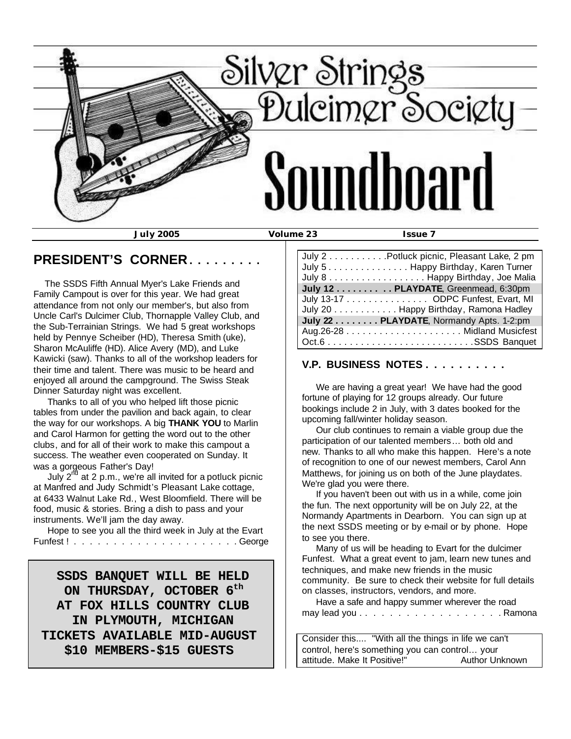# Silver Strings Dulcimer Society

# Soundboard

**July 2005** **Volume 23** **Issue 7**

## PRESIDENT'S CORNER . . . . . . . . .

The SSDS Fifth Annual Myer's Lake Friends and Family Campout is over for this year. We had great attendance from not only our member's, but also from Uncle Carl's Dulcimer Club, Thornapple Valley Club, and the Sub-Terrainian Strings. We had 5 great workshops held by Pennye Scheiber (HD), Theresa Smith (uke), Sharon McAuliffe (HD). Alice Avery (MD), and Luke Kawicki (saw). Thanks to all of the workshop leaders for their time and talent. There was music to be heard and enjoyed all around the campground. The Swiss Steak Dinner Saturday night was excellent.

Thanks to all of you who helped lift those picnic tables from under the pavilion and back again, to clear the way for our workshops. A big **THANK YOU** to Marlin and Carol Harmon for getting the word out to the other clubs, and for all of their work to make this campout a success. The weather even cooperated on Sunday. It was a gorgeous Father's Day!

July 2nd at 2 p.m., we're all invited for a potluck picnic at Manfred and Judy Schmidt's Pleasant Lake cottage, at 6433 Walnut Lake Rd., West Bloomfield. There will be food, music & stories. Bring a dish to pass and your instruments. We'll jam the day away.

Hope to see you all the third week in July at the Evart Funfest ! . . . . . . . . . . . . . . . . . . . . . George

**SSDS BANQUET WILL BE HELD ON THURSDAY, OCTOBER 6th AT FOX HILLS COUNTRY CLUB IN PLYMOUTH, MICHIGAN TICKETS AVAILABLE MID-AUGUST $10 MEMBERS-$15 GUESTS**

| | |
|---|---|
| July 2 | Potluck picnic, Pleasant Lake, 2 pm |
| July 5 | Happy Birthday, Karen Turner |
| July 8 | Happy Birthday, Joe Malia |
| **July 12** | **PLAYDATE**, Greenmead, 6:30pm |
| July 13-17 | ODPC Funfest, Evart, MI |
| July 20 | Happy Birthday, Ramona Hadley |
| **July 22** | **PLAYDATE**, Normandy Apts. 1-2:pm |
| Aug.26-28 | Midland Musicfest |
| Oct.6 | SSDS Banquet |

## V.P. BUSINESS NOTES . . . . . . . . . .

We are having a great year! We have had the good fortune of playing for 12 groups already. Our future bookings include 2 in July, with 3 dates booked for the upcoming fall/winter holiday season.

Our club continues to remain a viable group due the participation of our talented members… both old and new. Thanks to all who make this happen. Here's a note of recognition to one of our newest members, Carol Ann Matthews, for joining us on both of the June playdates. We're glad you were there.

If you haven't been out with us in a while, come join the fun. The next opportunity will be on July 22, at the Normandy Apartments in Dearborn. You can sign up at the next SSDS meeting or by e-mail or by phone. Hope to see you there.

Many of us will be heading to Evart for the dulcimer Funfest. What a great event to jam, learn new tunes and techniques, and make new friends in the music community. Be sure to check their website for full details on classes, instructors, vendors, and more.

Have a safe and happy summer wherever the road may lead you . . . . . . . . . . . . . . . . . . Ramona

Consider this.... "With all the things in life we can't control, here's something you can control… your attitude. Make It Positive!" Author Unknown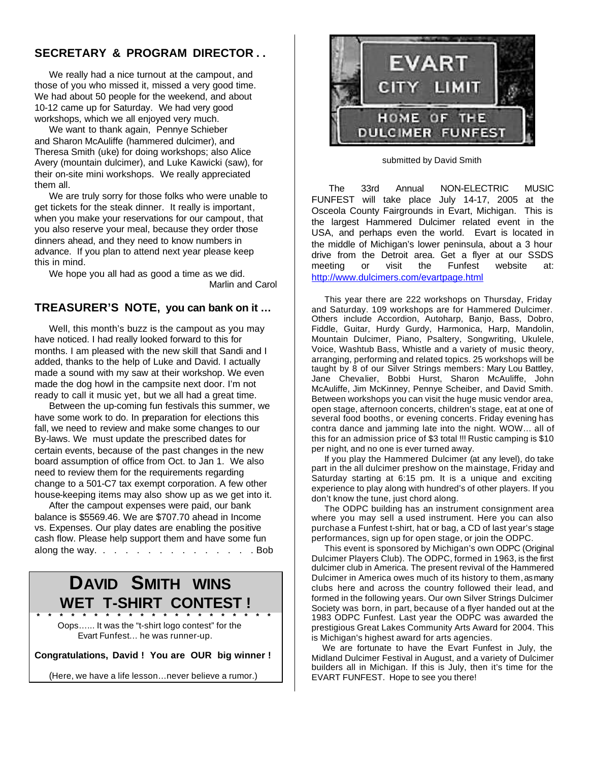## SECRETARY & PROGRAM DIRECTOR . .

We really had a nice turnout at the campout, and those of you who missed it, missed a very good time. We had about 50 people for the weekend, and about 10-12 came up for Saturday. We had very good workshops, which we all enjoyed very much.

We want to thank again, Pennye Schieber and Sharon McAuliffe (hammered dulcimer), and Theresa Smith (uke) for doing workshops; also Alice Avery (mountain dulcimer), and Luke Kawicki (saw), for their on-site mini workshops. We really appreciated them all.

We are truly sorry for those folks who were unable to get tickets for the steak dinner. It really is important, when you make your reservations for our campout, that you also reserve your meal, because they order those dinners ahead, and they need to know numbers in advance. If you plan to attend next year please keep this in mind.

We hope you all had as good a time as we did.

Marlin and Carol

## TREASURER'S NOTE, you can bank on it ...

Well, this month's buzz is the campout as you may have noticed. I had really looked forward to this for months. I am pleased with the new skill that Sandi and I added, thanks to the help of Luke and David. I actually made a sound with my saw at their workshop. We even made the dog howl in the campsite next door. I'm not ready to call it music yet, but we all had a great time.

Between the up-coming fun festivals this summer, we have some work to do. In preparation for elections this fall, we need to review and make some changes to our By-laws. We must update the prescribed dates for certain events, because of the past changes in the new board assumption of office from Oct. to Jan 1. We also need to review them for the requirements regarding change to a 501-C7 tax exempt corporation. A few other house-keeping items may also show up as we get into it.

After the campout expenses were paid, our bank balance is $5569.46. We are $707.70 ahead in Income vs. Expenses. Our play dates are enabling the positive cash flow. Please help support them and have some fun along the way. . . . . . . . . . . . . . . Bob

## DAVID SMITH WINS WET T-SHIRT CONTEST !

\* \* \* \* \* \* \* \* \* \* \* \* \* \* \* \* \* \* \* \* \* \* \* \*

Oops...... It was the "t-shirt logo contest" for the Evart Funfest... he was runner-up.

**Congratulations, David ! You are OUR big winner !**

(Here, we have a life lesson…never believe a rumor.)

EVART CITY LIMIT
HOME OF THE DULCIMER FUNFEST

submitted by David Smith

The 33rd Annual NON-ELECTRIC MUSIC FUNFEST will take place July 14-17, 2005 at the Osceola County Fairgrounds in Evart, Michigan. This is the largest Hammered Dulcimer related event in the USA, and perhaps even the world. Evart is located in the middle of Michigan's lower peninsula, about a 3 hour drive from the Detroit area. Get a flyer at our SSDS meeting or visit the Funfest website at: http://www.dulcimers.com/evartpage.html

This year there are 222 workshops on Thursday, Friday and Saturday. 109 workshops are for Hammered Dulcimer. Others include Accordion, Autoharp, Banjo, Bass, Dobro, Fiddle, Guitar, Hurdy Gurdy, Harmonica, Harp, Mandolin, Mountain Dulcimer, Piano, Psaltery, Songwriting, Ukulele, Voice, Washtub Bass, Whistle and a variety of music theory, arranging, performing and related topics. 25 workshops will be taught by 8 of our Silver Strings members: Mary Lou Battley, Jane Chevalier, Bobbi Hurst, Sharon McAuliffe, John McAuliffe, Jim McKinney, Pennye Scheiber, and David Smith. Between workshops you can visit the huge music vendor area, open stage, afternoon concerts, children's stage, eat at one of several food booths, or evening concerts. Friday evening has contra dance and jamming late into the night. WOW... all of this for an admission price of $3 total !!! Rustic camping is $10 per night, and no one is ever turned away.

If you play the Hammered Dulcimer (at any level), do take part in the all dulcimer preshow on the mainstage, Friday and Saturday starting at 6:15 pm. It is a unique and exciting experience to play along with hundred's of other players. If you don't know the tune, just chord along.

The ODPC building has an instrument consignment area where you may sell a used instrument. Here you can also purchase a Funfest t-shirt, hat or bag, a CD of last year's stage performances, sign up for open stage, or join the ODPC.

This event is sponsored by Michigan's own ODPC (Original Dulcimer Players Club). The ODPC, formed in 1963, is the first dulcimer club in America. The present revival of the Hammered Dulcimer in America owes much of its history to them, as many clubs here and across the country followed their lead, and formed in the following years. Our own Silver Strings Dulcimer Society was born, in part, because of a flyer handed out at the 1983 ODPC Funfest. Last year the ODPC was awarded the prestigious Great Lakes Community Arts Award for 2004. This is Michigan's highest award for arts agencies.

We are fortunate to have the Evart Funfest in July, the Midland Dulcimer Festival in August, and a variety of Dulcimer builders all in Michigan. If this is July, then it's time for the EVART FUNFEST. Hope to see you there!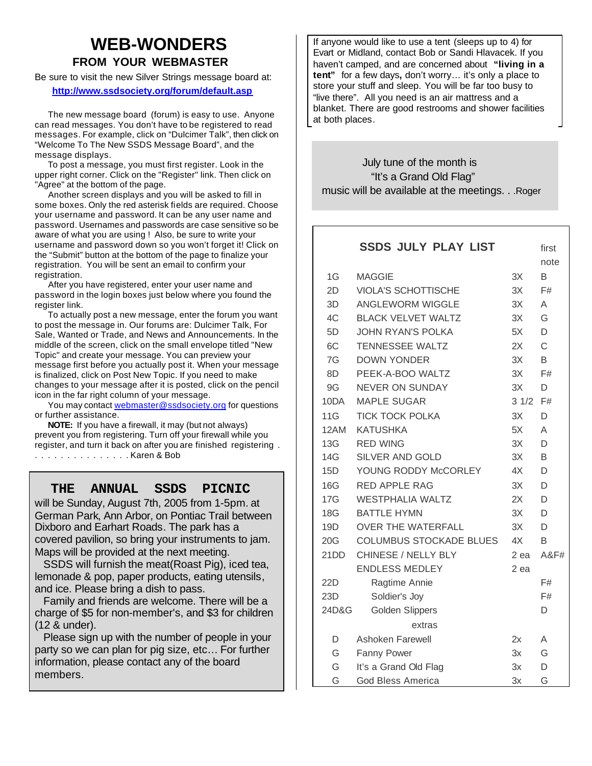# WEB-WONDERS

## FROM YOUR WEBMASTER

Be sure to visit the new Silver Strings message board at:

**http://www.ssdsociety.org/forum/default.asp**

The new message board (forum) is easy to use. Anyone can read messages. You don't have to be registered to read messages. For example, click on "Dulcimer Talk", then click on "Welcome To The New SSDS Message Board", and the message displays.

To post a message, you must first register. Look in the upper right corner. Click on the "Register" link. Then click on "Agree" at the bottom of the page.

Another screen displays and you will be asked to fill in some boxes. Only the red asterisk fields are required. Choose your username and password. It can be any user name and password. Usernames and passwords are case sensitive so be aware of what you are using ! Also, be sure to write your username and password down so you won't forget it! Click on the "Submit" button at the bottom of the page to finalize your registration. You will be sent an email to confirm your registration.

After you have registered, enter your user name and password in the login boxes just below where you found the register link.

To actually post a new message, enter the forum you want to post the message in. Our forums are: Dulcimer Talk, For Sale, Wanted or Trade, and News and Announcements. In the middle of the screen, click on the small envelope titled "New Topic" and create your message. You can preview your message first before you actually post it. When your message is finalized, click on Post New Topic. If you need to make changes to your message after it is posted, click on the pencil icon in the far right column of your message.

You may contact webmaster@ssdsociety.org for questions or further assistance.

**NOTE:** If you have a firewall, it may (but not always) prevent you from registering. Turn off your firewall while you register, and turn it back on after you are finished registering . . . . . . . . . . . . . . . . Karen & Bob

## THE ANNUAL SSDS PICNIC

will be Sunday, August 7th, 2005 from 1-5pm. at German Park, Ann Arbor, on Pontiac Trail between Dixboro and Earhart Roads. The park has a covered pavilion, so bring your instruments to jam. Maps will be provided at the next meeting.

SSDS will furnish the meat(Roast Pig), iced tea, lemonade & pop, paper products, eating utensils, and ice. Please bring a dish to pass.

Family and friends are welcome. There will be a charge of $5 for non-member's, and $3 for children (12 & under).

Please sign up with the number of people in your party so we can plan for pig size, etc… For further information, please contact any of the board members.

If anyone would like to use a tent (sleeps up to 4) for Evart or Midland, contact Bob or Sandi Hlavacek. If you haven't camped, and are concerned about **"living in a tent"** for a few days**,** don't worry… it's only a place to store your stuff and sleep. You will be far too busy to "live there". All you need is an air mattress and a blanket. There are good restrooms and shower facilities at both places.

July tune of the month is
"It's a Grand Old Flag"
music will be available at the meetings. . .Roger

## SSDS JULY PLAY LIST

| | | | first note |
|---|---|---|---|
| 1G | MAGGIE | 3X | B |
| 2D | VIOLA'S SCHOTTISCHE | 3X | F# |
| 3D | ANGLEWORM WIGGLE | 3X | A |
| 4C | BLACK VELVET WALTZ | 3X | G |
| 5D | JOHN RYAN'S POLKA | 5X | D |
| 6C | TENNESSEE WALTZ | 2X | C |
| 7G | DOWN YONDER | 3X | B |
| 8D | PEEK-A-BOO WALTZ | 3X | F# |
| 9G | NEVER ON SUNDAY | 3X | D |
| 10DA | MAPLE SUGAR | 3 1/2 | F# |
| 11G | TICK TOCK POLKA | 3X | D |
| 12AM | KATUSHKA | 5X | A |
| 13G | RED WING | 3X | D |
| 14G | SILVER AND GOLD | 3X | B |
| 15D | YOUNG RODDY McCORLEY | 4X | D |
| 16G | RED APPLE RAG | 3X | D |
| 17G | WESTPHALIA WALTZ | 2X | D |
| 18G | BATTLE HYMN | 3X | D |
| 19D | OVER THE WATERFALL | 3X | D |
| 20G | COLUMBUS STOCKADE BLUES | 4X | B |
| 21DD | CHINESE / NELLY BLY | 2 ea | A&F# |
| | ENDLESS MEDLEY | 2 ea | |
| 22D | Ragtime Annie | | F# |
| 23D | Soldier's Joy | | F# |
| 24D&G | Golden Slippers | | D |
| | extras | | |
| D | Ashoken Farewell | 2x | A |
| G | Fanny Power | 3x | G |
| G | It's a Grand Old Flag | 3x | D |
| G | God Bless America | 3x | G |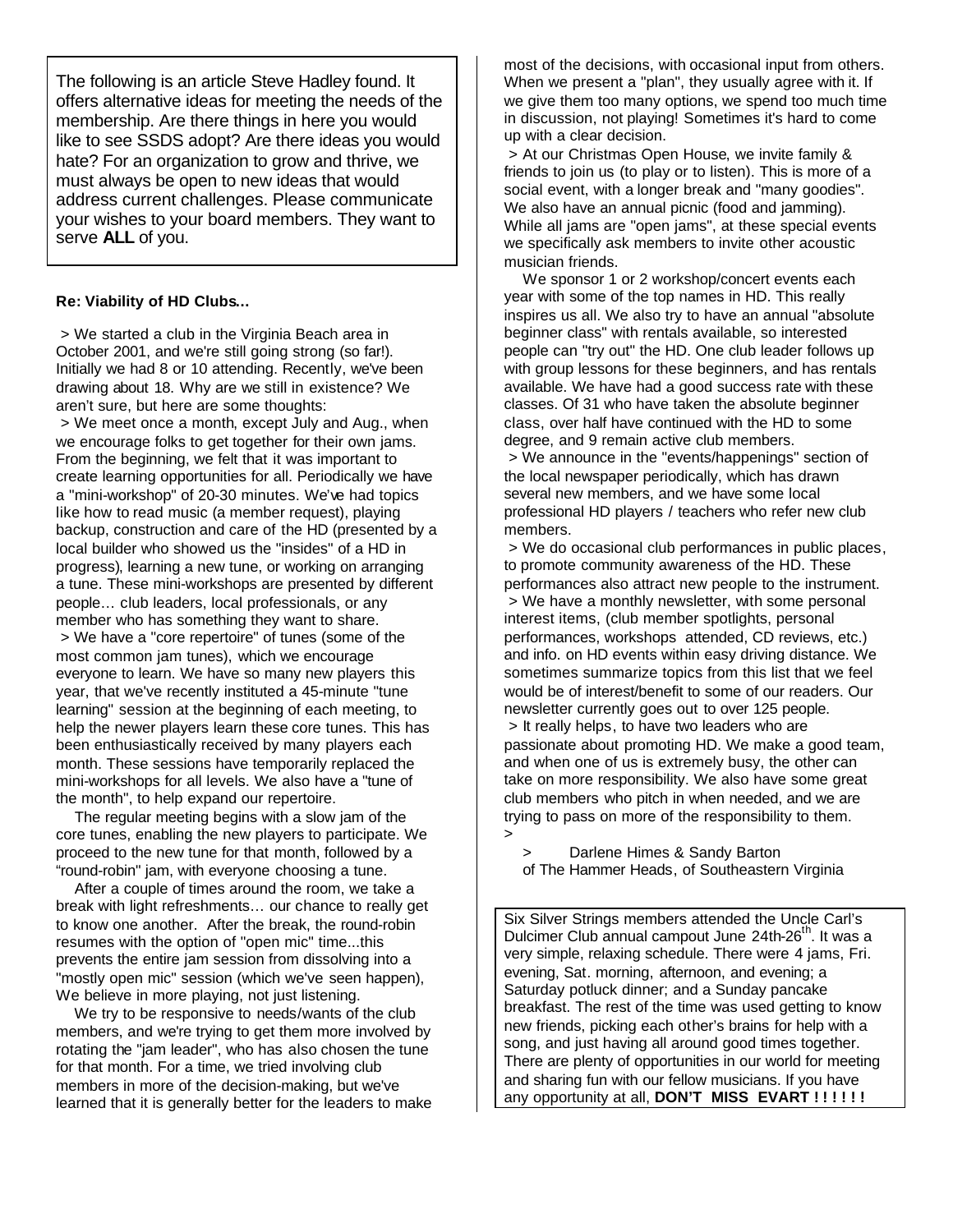The following is an article Steve Hadley found. It offers alternative ideas for meeting the needs of the membership. Are there things in here you would like to see SSDS adopt? Are there ideas you would hate? For an organization to grow and thrive, we must always be open to new ideas that would address current challenges. Please communicate your wishes to your board members. They want to serve **ALL** of you.

**Re: Viability of HD Clubs...**

> We started a club in the Virginia Beach area in October 2001, and we're still going strong (so far!). Initially we had 8 or 10 attending. Recently, we've been drawing about 18. Why are we still in existence? We aren't sure, but here are some thoughts:

> We meet once a month, except July and Aug., when we encourage folks to get together for their own jams. From the beginning, we felt that it was important to create learning opportunities for all. Periodically we have a "mini-workshop" of 20-30 minutes. We've had topics like how to read music (a member request), playing backup, construction and care of the HD (presented by a local builder who showed us the "insides" of a HD in progress), learning a new tune, or working on arranging a tune. These mini-workshops are presented by different people… club leaders, local professionals, or any member who has something they want to share.

> We have a "core repertoire" of tunes (some of the most common jam tunes), which we encourage everyone to learn. We have so many new players this year, that we've recently instituted a 45-minute "tune learning" session at the beginning of each meeting, to help the newer players learn these core tunes. This has been enthusiastically received by many players each month. These sessions have temporarily replaced the mini-workshops for all levels. We also have a "tune of the month", to help expand our repertoire.

The regular meeting begins with a slow jam of the core tunes, enabling the new players to participate. We proceed to the new tune for that month, followed by a "round-robin" jam, with everyone choosing a tune.

After a couple of times around the room, we take a break with light refreshments… our chance to really get to know one another. After the break, the round-robin resumes with the option of "open mic" time...this prevents the entire jam session from dissolving into a "mostly open mic" session (which we've seen happen), We believe in more playing, not just listening.

We try to be responsive to needs/wants of the club members, and we're trying to get them more involved by rotating the "jam leader", who has also chosen the tune for that month. For a time, we tried involving club members in more of the decision-making, but we've learned that it is generally better for the leaders to make most of the decisions, with occasional input from others. When we present a "plan", they usually agree with it. If we give them too many options, we spend too much time in discussion, not playing! Sometimes it's hard to come up with a clear decision.

> At our Christmas Open House, we invite family & friends to join us (to play or to listen). This is more of a social event, with a longer break and "many goodies". We also have an annual picnic (food and jamming). While all jams are "open jams", at these special events we specifically ask members to invite other acoustic musician friends.

We sponsor 1 or 2 workshop/concert events each year with some of the top names in HD. This really inspires us all. We also try to have an annual "absolute beginner class" with rentals available, so interested people can "try out" the HD. One club leader follows up with group lessons for these beginners, and has rentals available. We have had a good success rate with these classes. Of 31 who have taken the absolute beginner class, over half have continued with the HD to some degree, and 9 remain active club members.

> We announce in the "events/happenings" section of the local newspaper periodically, which has drawn several new members, and we have some local professional HD players / teachers who refer new club members.

> We do occasional club performances in public places, to promote community awareness of the HD. These performances also attract new people to the instrument.

> We have a monthly newsletter, with some personal interest items, (club member spotlights, personal performances, workshops attended, CD reviews, etc.) and info. on HD events within easy driving distance. We sometimes summarize topics from this list that we feel would be of interest/benefit to some of our readers. Our newsletter currently goes out to over 125 people.

> It really helps, to have two leaders who are passionate about promoting HD. We make a good team, and when one of us is extremely busy, the other can take on more responsibility. We also have some great club members who pitch in when needed, and we are trying to pass on more of the responsibility to them.

>

> Darlene Himes & Sandy Barton
of The Hammer Heads, of Southeastern Virginia

Six Silver Strings members attended the Uncle Carl's Dulcimer Club annual campout June 24th-26th. It was a very simple, relaxing schedule. There were 4 jams, Fri. evening, Sat. morning, afternoon, and evening; a Saturday potluck dinner; and a Sunday pancake breakfast. The rest of the time was used getting to know new friends, picking each other's brains for help with a song, and just having all around good times together. There are plenty of opportunities in our world for meeting and sharing fun with our fellow musicians. If you have any opportunity at all, **DON'T MISS EVART ! ! ! ! ! !**